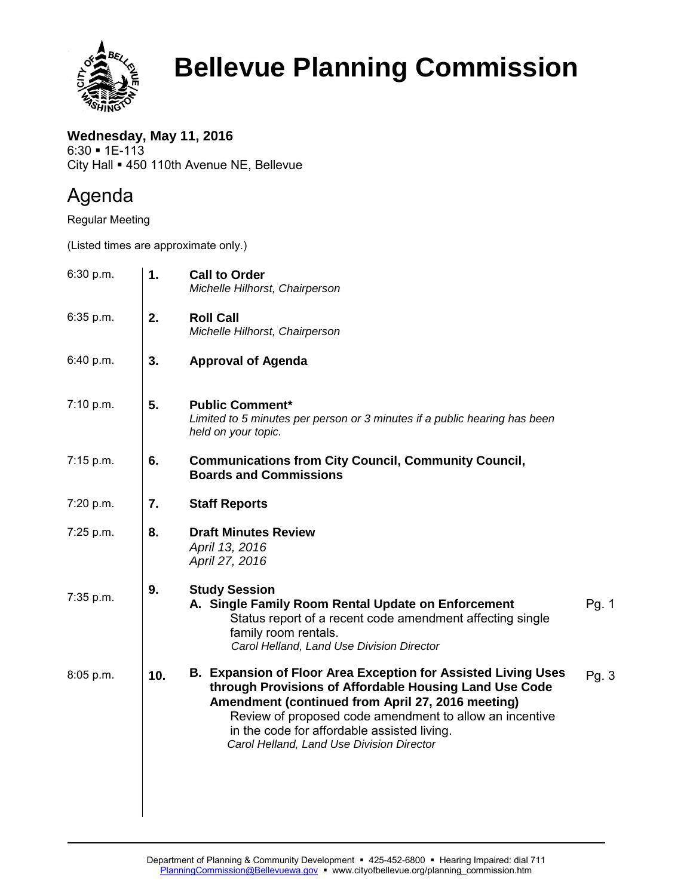# Bellevue Planning Commission

**Wednesday, May 11, 2016**
6:30 ▪ 1E-113
City Hall ▪ 450 110th Avenue NE, Bellevue

## Agenda

Regular Meeting

(Listed times are approximate only.)

| Time | No. | Item | Page |
|---|---|---|---|
| 6:30 p.m. | **1.** | **Call to Order**<br>*Michelle Hilhorst, Chairperson* | |
| 6:35 p.m. | **2.** | **Roll Call**<br>*Michelle Hilhorst, Chairperson* | |
| 6:40 p.m. | **3.** | **Approval of Agenda** | |
| 7:10 p.m. | **5.** | **Public Comment***<br>*Limited to 5 minutes per person or 3 minutes if a public hearing has been held on your topic.* | |
| 7:15 p.m. | **6.** | **Communications from City Council, Community Council, Boards and Commissions** | |
| 7:20 p.m. | **7.** | **Staff Reports** | |
| 7:25 p.m. | **8.** | **Draft Minutes Review**<br>*April 13, 2016*<br>*April 27, 2016* | |
| 7:35 p.m. | **9.** | **Study Session**<br>**A. Single Family Room Rental Update on Enforcement**<br>Status report of a recent code amendment affecting single family room rentals.<br>*Carol Helland, Land Use Division Director* | Pg. 1 |
| 8:05 p.m. | **10.** | **B. Expansion of Floor Area Exception for Assisted Living Uses through Provisions of Affordable Housing Land Use Code Amendment (continued from April 27, 2016 meeting)**<br>Review of proposed code amendment to allow an incentive in the code for affordable assisted living.<br>*Carol Helland, Land Use Division Director* | Pg. 3 |

Department of Planning & Community Development ▪ 425-452-6800 ▪ Hearing Impaired: dial 711
PlanningCommission@Bellevuewa.gov ▪ www.cityofbellevue.org/planning_commission.htm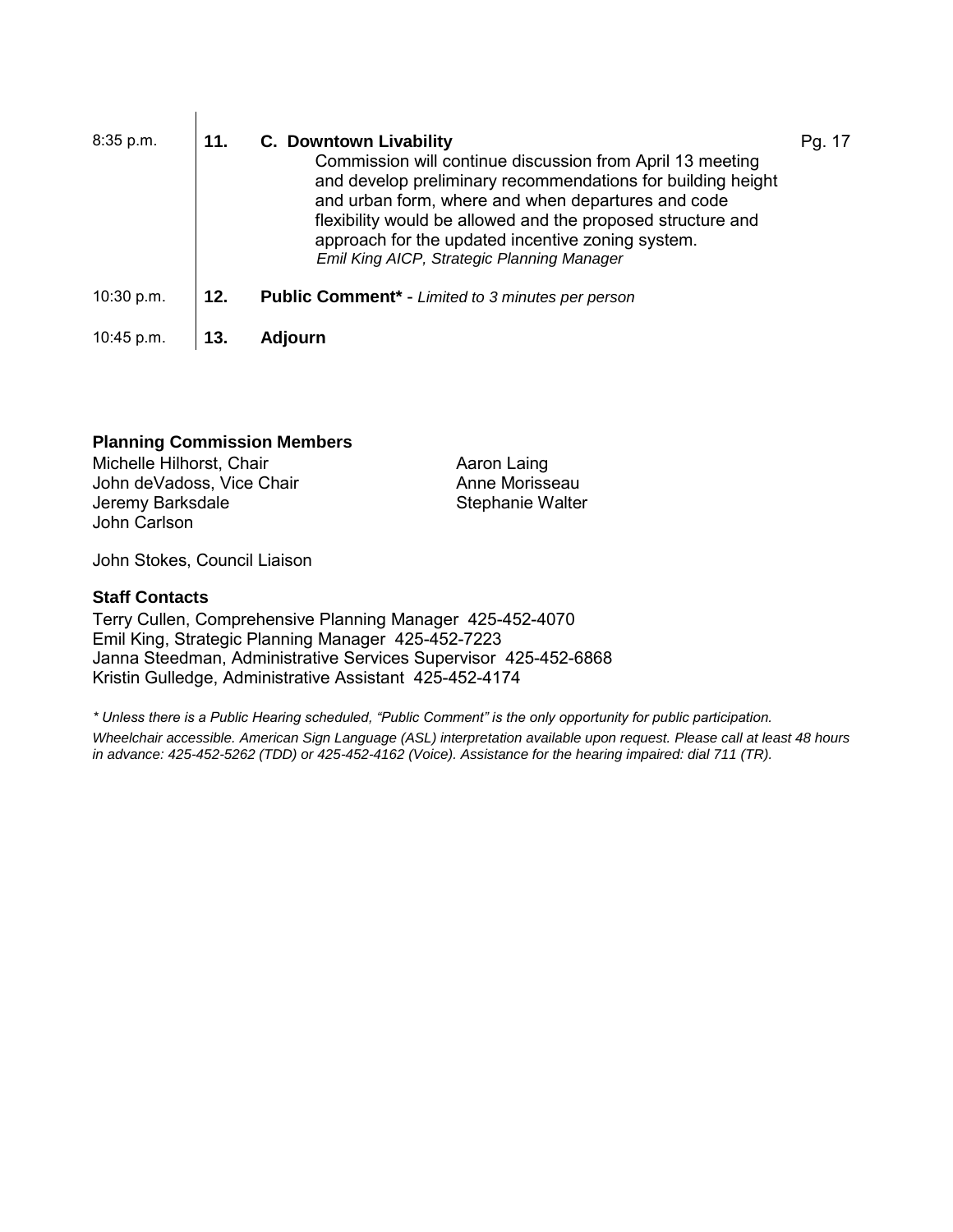| | | | |
|---|---|---|---|
| 8:35 p.m. | **11.** | **C. Downtown Livability**<br>Commission will continue discussion from April 13 meeting and develop preliminary recommendations for building height and urban form, where and when departures and code flexibility would be allowed and the proposed structure and approach for the updated incentive zoning system.<br>*Emil King AICP, Strategic Planning Manager* | Pg. 17 |
| 10:30 p.m. | **12.** | **Public Comment*** - *Limited to 3 minutes per person* | |
| 10:45 p.m. | **13.** | **Adjourn** | |

**Planning Commission Members**

Michelle Hilhorst, Chair
John deVadoss, Vice Chair
Jeremy Barksdale
John Carlson
Aaron Laing
Anne Morisseau
Stephanie Walter

John Stokes, Council Liaison

**Staff Contacts**

Terry Cullen, Comprehensive Planning Manager 425-452-4070
Emil King, Strategic Planning Manager 425-452-7223
Janna Steedman, Administrative Services Supervisor 425-452-6868
Kristin Gulledge, Administrative Assistant 425-452-4174

*\* Unless there is a Public Hearing scheduled, "Public Comment" is the only opportunity for public participation.*

*Wheelchair accessible. American Sign Language (ASL) interpretation available upon request. Please call at least 48 hours in advance: 425-452-5262 (TDD) or 425-452-4162 (Voice). Assistance for the hearing impaired: dial 711 (TR).*